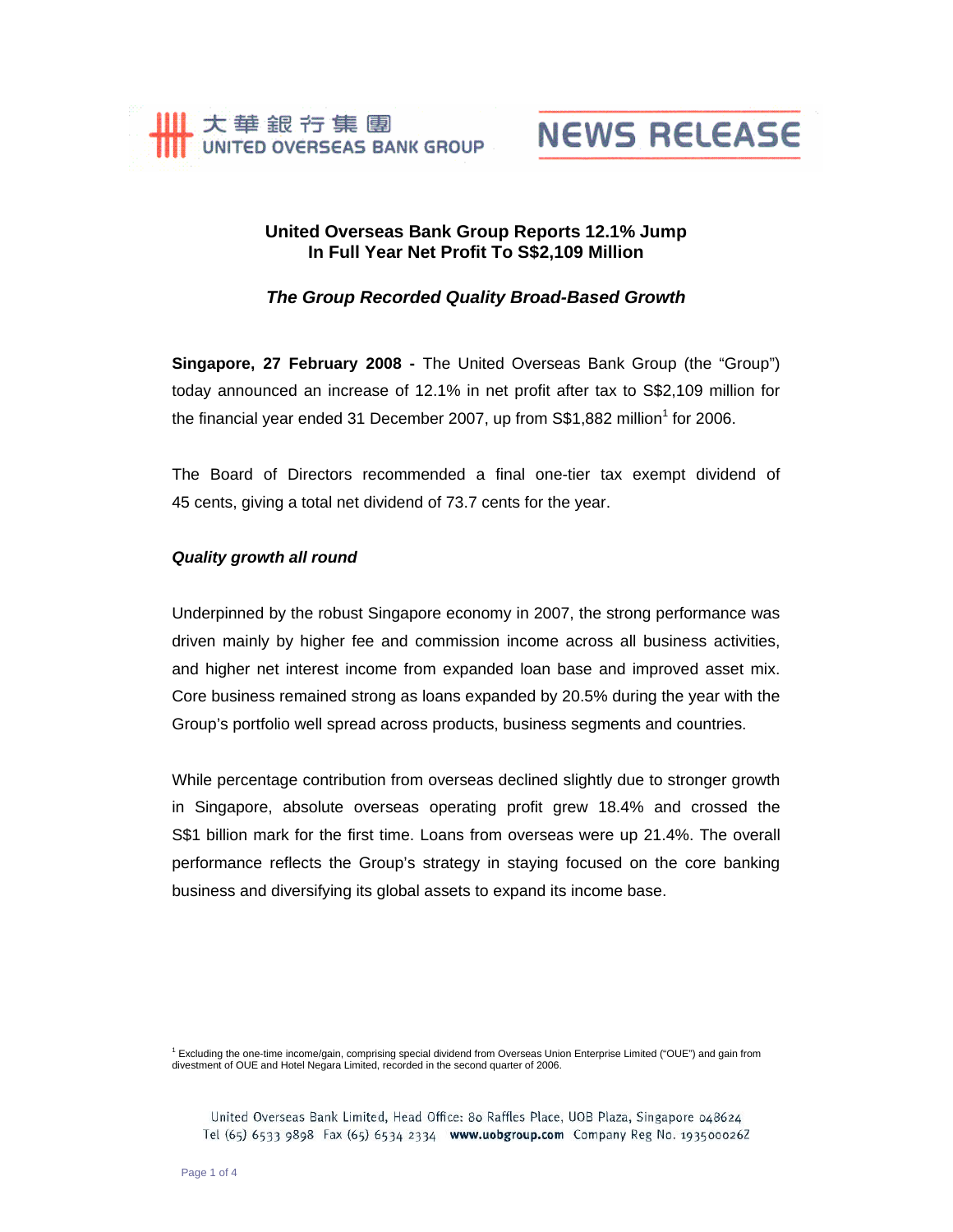大華銀行集團
UNITED OVERSEAS BANK GROUP

NEWS RELEASE

# United Overseas Bank Group Reports 12.1% Jump In Full Year Net Profit To S$2,109 Million

## *The Group Recorded Quality Broad-Based Growth*

**Singapore, 27 February 2008 -** The United Overseas Bank Group (the "Group") today announced an increase of 12.1% in net profit after tax to S$2,109 million for the financial year ended 31 December 2007, up from S$1,882 million[1] for 2006.

The Board of Directors recommended a final one-tier tax exempt dividend of 45 cents, giving a total net dividend of 73.7 cents for the year.

### *Quality growth all round*

Underpinned by the robust Singapore economy in 2007, the strong performance was driven mainly by higher fee and commission income across all business activities, and higher net interest income from expanded loan base and improved asset mix. Core business remained strong as loans expanded by 20.5% during the year with the Group's portfolio well spread across products, business segments and countries.

While percentage contribution from overseas declined slightly due to stronger growth in Singapore, absolute overseas operating profit grew 18.4% and crossed the S$1 billion mark for the first time. Loans from overseas were up 21.4%. The overall performance reflects the Group's strategy in staying focused on the core banking business and diversifying its global assets to expand its income base.

[1] Excluding the one-time income/gain, comprising special dividend from Overseas Union Enterprise Limited ("OUE") and gain from divestment of OUE and Hotel Negara Limited, recorded in the second quarter of 2006.

United Overseas Bank Limited, Head Office: 80 Raffles Place, UOB Plaza, Singapore 048624
Tel (65) 6533 9898 Fax (65) 6534 2334 **www.uobgroup.com** Company Reg No. 193500026Z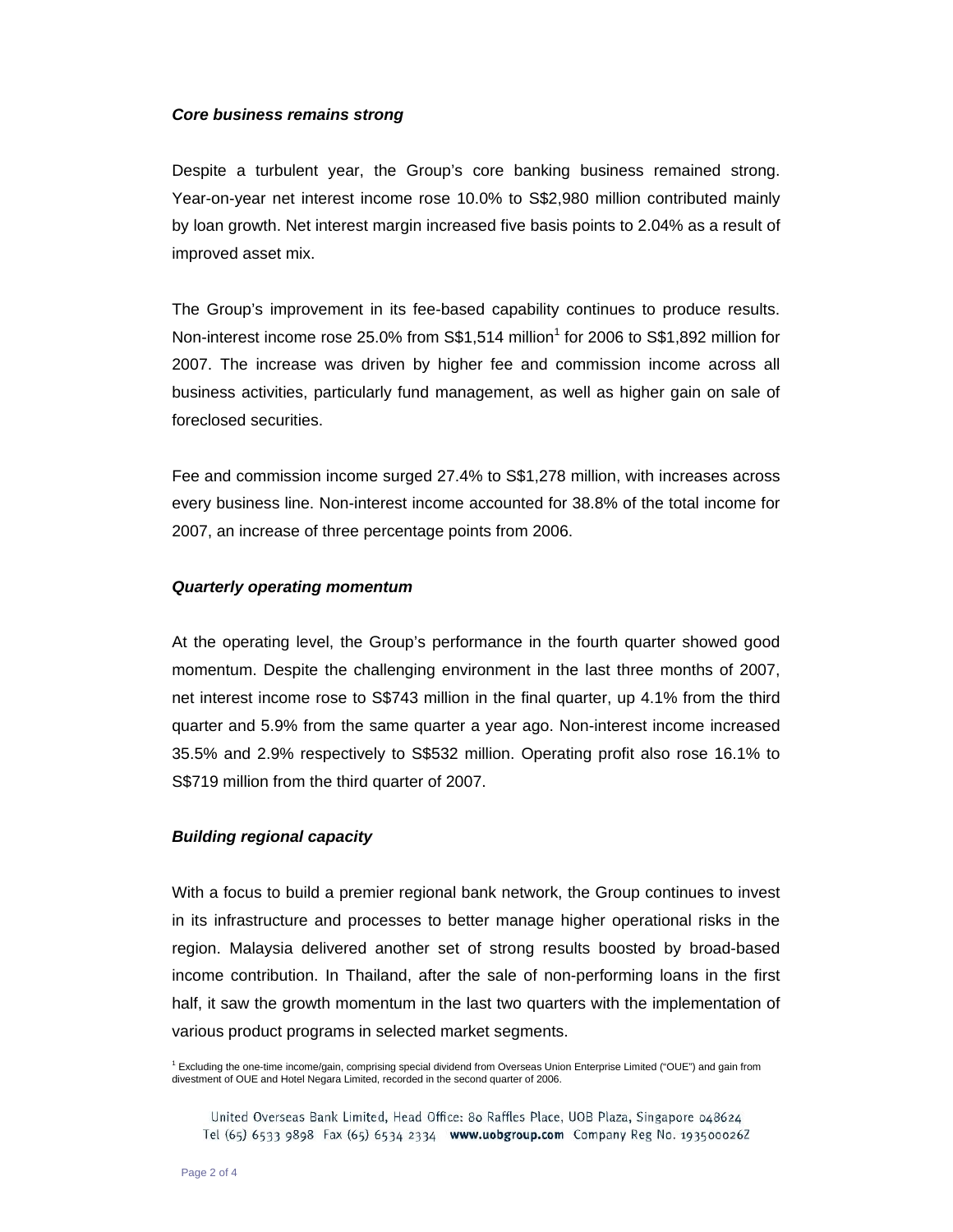***Core business remains strong***

Despite a turbulent year, the Group's core banking business remained strong. Year-on-year net interest income rose 10.0% to S$2,980 million contributed mainly by loan growth. Net interest margin increased five basis points to 2.04% as a result of improved asset mix.

The Group's improvement in its fee-based capability continues to produce results. Non-interest income rose 25.0% from S$1,514 million[1] for 2006 to S$1,892 million for 2007. The increase was driven by higher fee and commission income across all business activities, particularly fund management, as well as higher gain on sale of foreclosed securities.

Fee and commission income surged 27.4% to S$1,278 million, with increases across every business line. Non-interest income accounted for 38.8% of the total income for 2007, an increase of three percentage points from 2006.

***Quarterly operating momentum***

At the operating level, the Group's performance in the fourth quarter showed good momentum. Despite the challenging environment in the last three months of 2007, net interest income rose to S$743 million in the final quarter, up 4.1% from the third quarter and 5.9% from the same quarter a year ago. Non-interest income increased 35.5% and 2.9% respectively to S$532 million. Operating profit also rose 16.1% to S$719 million from the third quarter of 2007.

***Building regional capacity***

With a focus to build a premier regional bank network, the Group continues to invest in its infrastructure and processes to better manage higher operational risks in the region. Malaysia delivered another set of strong results boosted by broad-based income contribution. In Thailand, after the sale of non-performing loans in the first half, it saw the growth momentum in the last two quarters with the implementation of various product programs in selected market segments.

[1] Excluding the one-time income/gain, comprising special dividend from Overseas Union Enterprise Limited ("OUE") and gain from divestment of OUE and Hotel Negara Limited, recorded in the second quarter of 2006.

United Overseas Bank Limited, Head Office: 80 Raffles Place, UOB Plaza, Singapore 048624
Tel (65) 6533 9898 Fax (65) 6534 2334 **www.uobgroup.com** Company Reg No. 193500026Z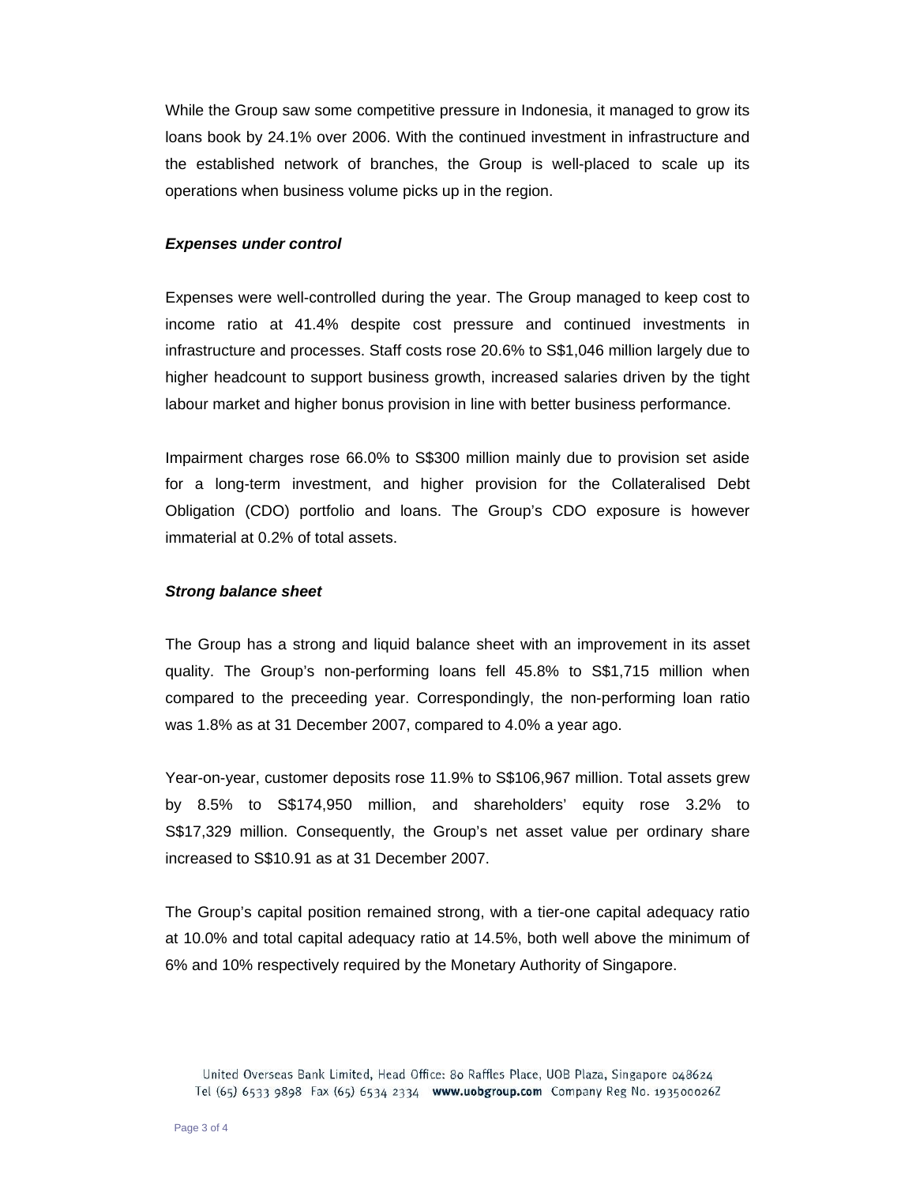While the Group saw some competitive pressure in Indonesia, it managed to grow its loans book by 24.1% over 2006. With the continued investment in infrastructure and the established network of branches, the Group is well-placed to scale up its operations when business volume picks up in the region.

***Expenses under control***

Expenses were well-controlled during the year. The Group managed to keep cost to income ratio at 41.4% despite cost pressure and continued investments in infrastructure and processes. Staff costs rose 20.6% to S$1,046 million largely due to higher headcount to support business growth, increased salaries driven by the tight labour market and higher bonus provision in line with better business performance.

Impairment charges rose 66.0% to S$300 million mainly due to provision set aside for a long-term investment, and higher provision for the Collateralised Debt Obligation (CDO) portfolio and loans. The Group's CDO exposure is however immaterial at 0.2% of total assets.

***Strong balance sheet***

The Group has a strong and liquid balance sheet with an improvement in its asset quality. The Group's non-performing loans fell 45.8% to S$1,715 million when compared to the preceeding year. Correspondingly, the non-performing loan ratio was 1.8% as at 31 December 2007, compared to 4.0% a year ago.

Year-on-year, customer deposits rose 11.9% to S$106,967 million. Total assets grew by 8.5% to S$174,950 million, and shareholders' equity rose 3.2% to S$17,329 million. Consequently, the Group's net asset value per ordinary share increased to S$10.91 as at 31 December 2007.

The Group's capital position remained strong, with a tier-one capital adequacy ratio at 10.0% and total capital adequacy ratio at 14.5%, both well above the minimum of 6% and 10% respectively required by the Monetary Authority of Singapore.

United Overseas Bank Limited, Head Office: 80 Raffles Place, UOB Plaza, Singapore 048624
Tel (65) 6533 9898 Fax (65) 6534 2334 **www.uobgroup.com** Company Reg No. 193500026Z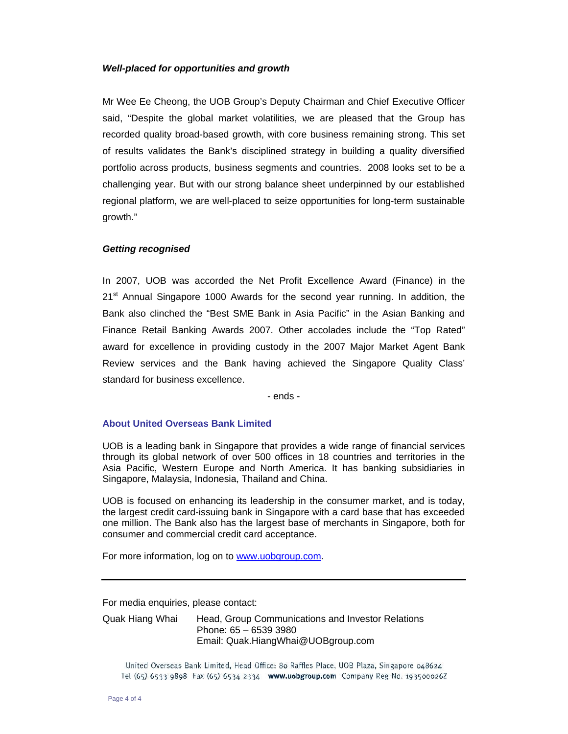***Well-placed for opportunities and growth***

Mr Wee Ee Cheong, the UOB Group's Deputy Chairman and Chief Executive Officer said, "Despite the global market volatilities, we are pleased that the Group has recorded quality broad-based growth, with core business remaining strong. This set of results validates the Bank's disciplined strategy in building a quality diversified portfolio across products, business segments and countries. 2008 looks set to be a challenging year. But with our strong balance sheet underpinned by our established regional platform, we are well-placed to seize opportunities for long-term sustainable growth."

***Getting recognised***

In 2007, UOB was accorded the Net Profit Excellence Award (Finance) in the 21st Annual Singapore 1000 Awards for the second year running. In addition, the Bank also clinched the "Best SME Bank in Asia Pacific" in the Asian Banking and Finance Retail Banking Awards 2007. Other accolades include the "Top Rated" award for excellence in providing custody in the 2007 Major Market Agent Bank Review services and the Bank having achieved the Singapore Quality Class' standard for business excellence.

- ends -

## About United Overseas Bank Limited

UOB is a leading bank in Singapore that provides a wide range of financial services through its global network of over 500 offices in 18 countries and territories in the Asia Pacific, Western Europe and North America. It has banking subsidiaries in Singapore, Malaysia, Indonesia, Thailand and China.

UOB is focused on enhancing its leadership in the consumer market, and is today, the largest credit card-issuing bank in Singapore with a card base that has exceeded one million. The Bank also has the largest base of merchants in Singapore, both for consumer and commercial credit card acceptance.

For more information, log on to www.uobgroup.com.

---

For media enquiries, please contact:

Quak Hiang Whai — Head, Group Communications and Investor Relations
Phone: 65 – 6539 3980
Email: Quak.HiangWhai@UOBgroup.com

United Overseas Bank Limited, Head Office: 80 Raffles Place, UOB Plaza, Singapore 048624
Tel (65) 6533 9898 Fax (65) 6534 2334 **www.uobgroup.com** Company Reg No. 193500026Z